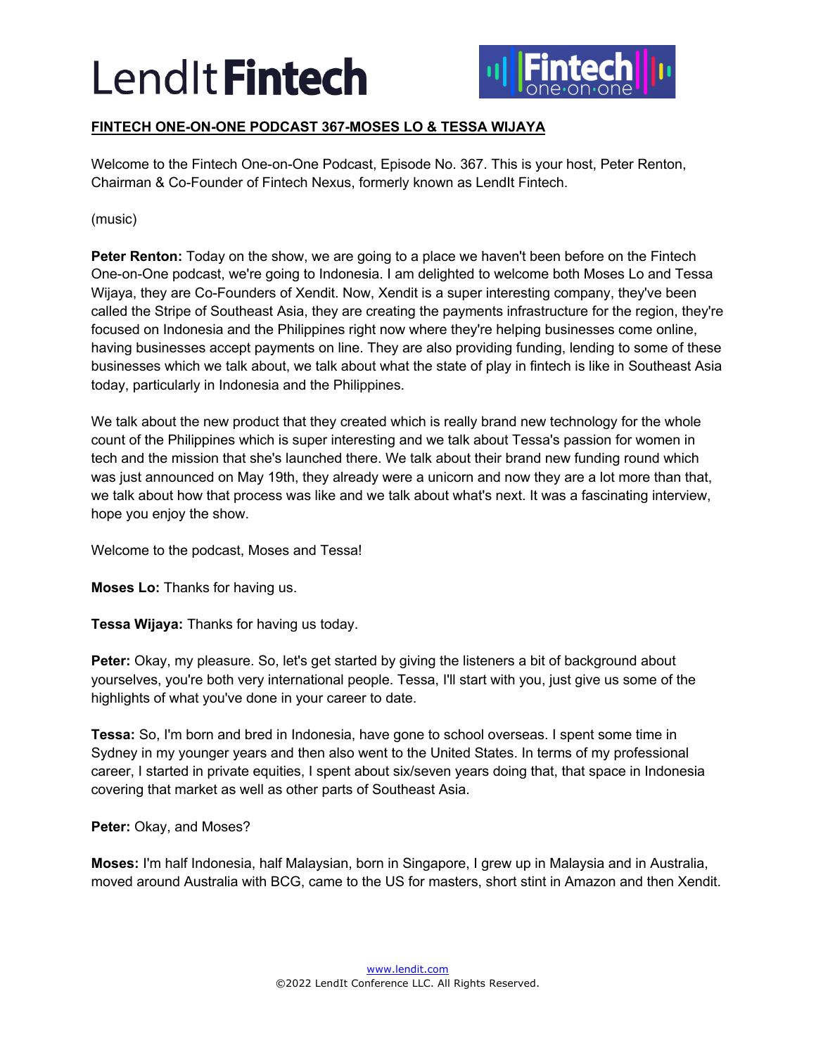**FINTECH ONE-ON-ONE PODCAST 367-MOSES LO & TESSA WIJAYA**

Welcome to the Fintech One-on-One Podcast, Episode No. 367. This is your host, Peter Renton, Chairman & Co-Founder of Fintech Nexus, formerly known as LendIt Fintech.

(music)

**Peter Renton:** Today on the show, we are going to a place we haven't been before on the Fintech One-on-One podcast, we're going to Indonesia. I am delighted to welcome both Moses Lo and Tessa Wijaya, they are Co-Founders of Xendit. Now, Xendit is a super interesting company, they've been called the Stripe of Southeast Asia, they are creating the payments infrastructure for the region, they're focused on Indonesia and the Philippines right now where they're helping businesses come online, having businesses accept payments on line. They are also providing funding, lending to some of these businesses which we talk about, we talk about what the state of play in fintech is like in Southeast Asia today, particularly in Indonesia and the Philippines.

We talk about the new product that they created which is really brand new technology for the whole count of the Philippines which is super interesting and we talk about Tessa's passion for women in tech and the mission that she's launched there. We talk about their brand new funding round which was just announced on May 19th, they already were a unicorn and now they are a lot more than that, we talk about how that process was like and we talk about what's next. It was a fascinating interview, hope you enjoy the show.

Welcome to the podcast, Moses and Tessa!

**Moses Lo:** Thanks for having us.

**Tessa Wijaya:** Thanks for having us today.

**Peter:** Okay, my pleasure. So, let's get started by giving the listeners a bit of background about yourselves, you're both very international people. Tessa, I'll start with you, just give us some of the highlights of what you've done in your career to date.

**Tessa:** So, I'm born and bred in Indonesia, have gone to school overseas. I spent some time in Sydney in my younger years and then also went to the United States. In terms of my professional career, I started in private equities, I spent about six/seven years doing that, that space in Indonesia covering that market as well as other parts of Southeast Asia.

**Peter:** Okay, and Moses?

**Moses:** I'm half Indonesia, half Malaysian, born in Singapore, I grew up in Malaysia and in Australia, moved around Australia with BCG, came to the US for masters, short stint in Amazon and then Xendit.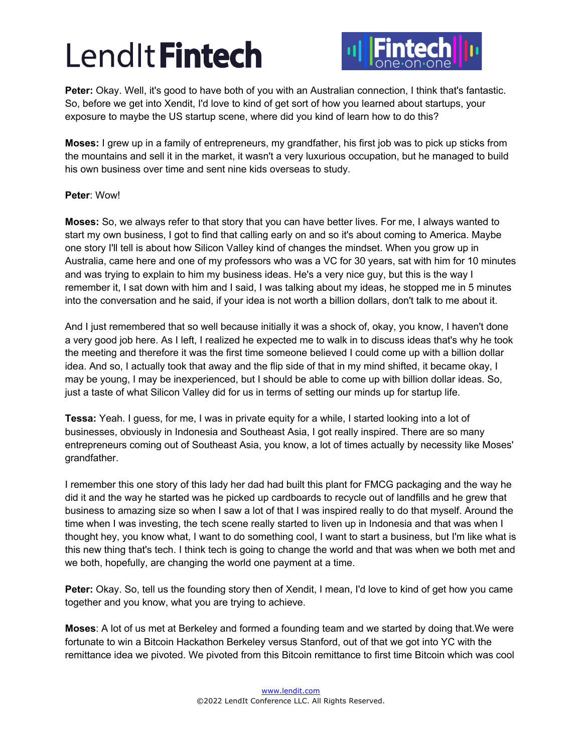**Peter:** Okay. Well, it's good to have both of you with an Australian connection, I think that's fantastic. So, before we get into Xendit, I'd love to kind of get sort of how you learned about startups, your exposure to maybe the US startup scene, where did you kind of learn how to do this?

**Moses:** I grew up in a family of entrepreneurs, my grandfather, his first job was to pick up sticks from the mountains and sell it in the market, it wasn't a very luxurious occupation, but he managed to build his own business over time and sent nine kids overseas to study.

**Peter**: Wow!

**Moses:** So, we always refer to that story that you can have better lives. For me, I always wanted to start my own business, I got to find that calling early on and so it's about coming to America. Maybe one story I'll tell is about how Silicon Valley kind of changes the mindset. When you grow up in Australia, came here and one of my professors who was a VC for 30 years, sat with him for 10 minutes and was trying to explain to him my business ideas. He's a very nice guy, but this is the way I remember it, I sat down with him and I said, I was talking about my ideas, he stopped me in 5 minutes into the conversation and he said, if your idea is not worth a billion dollars, don't talk to me about it.

And I just remembered that so well because initially it was a shock of, okay, you know, I haven't done a very good job here. As I left, I realized he expected me to walk in to discuss ideas that's why he took the meeting and therefore it was the first time someone believed I could come up with a billion dollar idea. And so, I actually took that away and the flip side of that in my mind shifted, it became okay, I may be young, I may be inexperienced, but I should be able to come up with billion dollar ideas. So, just a taste of what Silicon Valley did for us in terms of setting our minds up for startup life.

**Tessa:** Yeah. I guess, for me, I was in private equity for a while, I started looking into a lot of businesses, obviously in Indonesia and Southeast Asia, I got really inspired. There are so many entrepreneurs coming out of Southeast Asia, you know, a lot of times actually by necessity like Moses' grandfather.

I remember this one story of this lady her dad had built this plant for FMCG packaging and the way he did it and the way he started was he picked up cardboards to recycle out of landfills and he grew that business to amazing size so when I saw a lot of that I was inspired really to do that myself. Around the time when I was investing, the tech scene really started to liven up in Indonesia and that was when I thought hey, you know what, I want to do something cool, I want to start a business, but I'm like what is this new thing that's tech. I think tech is going to change the world and that was when we both met and we both, hopefully, are changing the world one payment at a time.

**Peter:** Okay. So, tell us the founding story then of Xendit, I mean, I'd love to kind of get how you came together and you know, what you are trying to achieve.

**Moses**: A lot of us met at Berkeley and formed a founding team and we started by doing that.We were fortunate to win a Bitcoin Hackathon Berkeley versus Stanford, out of that we got into YC with the remittance idea we pivoted. We pivoted from this Bitcoin remittance to first time Bitcoin which was cool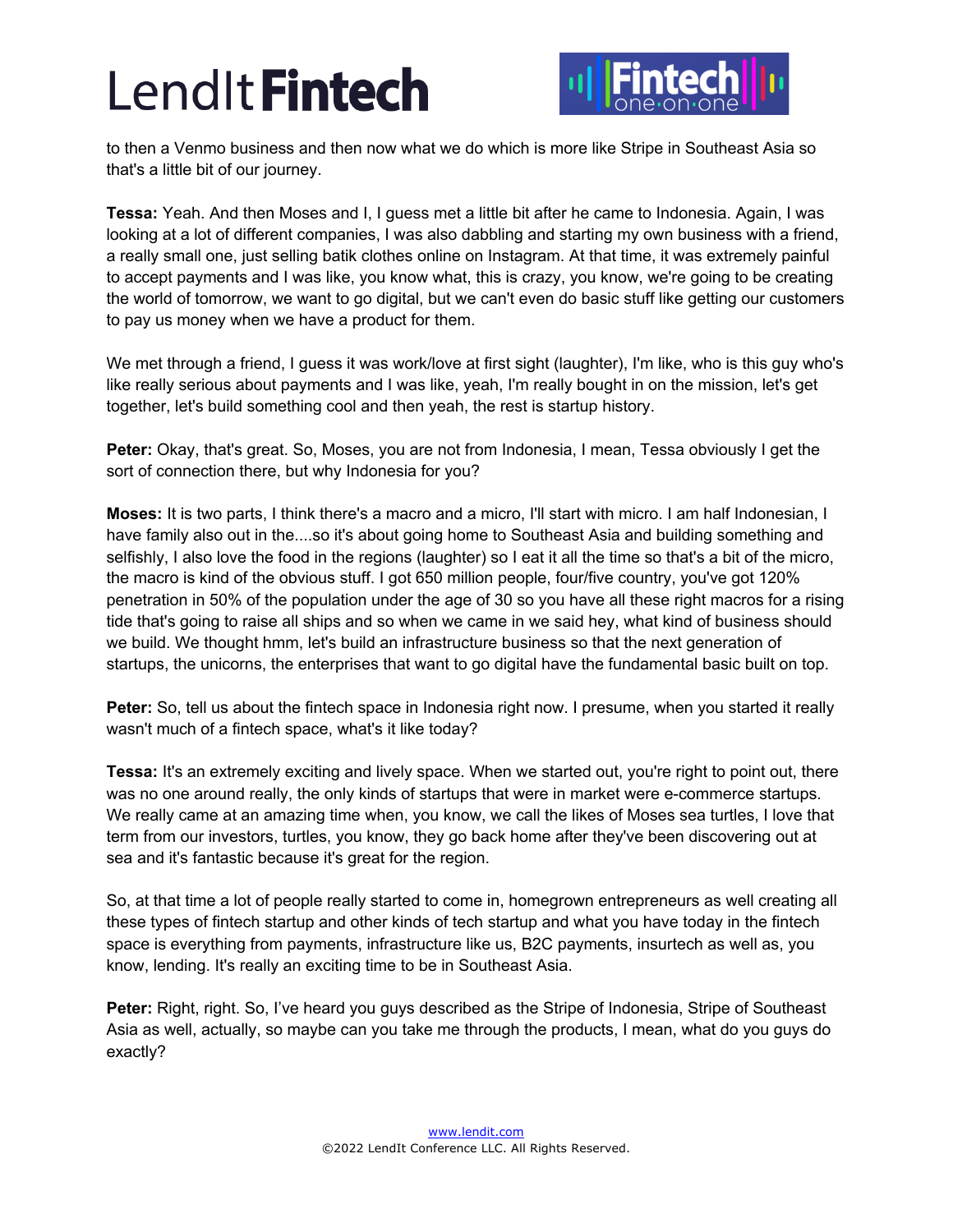to then a Venmo business and then now what we do which is more like Stripe in Southeast Asia so that's a little bit of our journey.

**Tessa:** Yeah. And then Moses and I, I guess met a little bit after he came to Indonesia. Again, I was looking at a lot of different companies, I was also dabbling and starting my own business with a friend, a really small one, just selling batik clothes online on Instagram. At that time, it was extremely painful to accept payments and I was like, you know what, this is crazy, you know, we're going to be creating the world of tomorrow, we want to go digital, but we can't even do basic stuff like getting our customers to pay us money when we have a product for them.

We met through a friend, I guess it was work/love at first sight (laughter), I'm like, who is this guy who's like really serious about payments and I was like, yeah, I'm really bought in on the mission, let's get together, let's build something cool and then yeah, the rest is startup history.

**Peter:** Okay, that's great. So, Moses, you are not from Indonesia, I mean, Tessa obviously I get the sort of connection there, but why Indonesia for you?

**Moses:** It is two parts, I think there's a macro and a micro, I'll start with micro. I am half Indonesian, I have family also out in the....so it's about going home to Southeast Asia and building something and selfishly, I also love the food in the regions (laughter) so I eat it all the time so that's a bit of the micro, the macro is kind of the obvious stuff. I got 650 million people, four/five country, you've got 120% penetration in 50% of the population under the age of 30 so you have all these right macros for a rising tide that's going to raise all ships and so when we came in we said hey, what kind of business should we build. We thought hmm, let's build an infrastructure business so that the next generation of startups, the unicorns, the enterprises that want to go digital have the fundamental basic built on top.

**Peter:** So, tell us about the fintech space in Indonesia right now. I presume, when you started it really wasn't much of a fintech space, what's it like today?

**Tessa:** It's an extremely exciting and lively space. When we started out, you're right to point out, there was no one around really, the only kinds of startups that were in market were e-commerce startups. We really came at an amazing time when, you know, we call the likes of Moses sea turtles, I love that term from our investors, turtles, you know, they go back home after they've been discovering out at sea and it's fantastic because it's great for the region.

So, at that time a lot of people really started to come in, homegrown entrepreneurs as well creating all these types of fintech startup and other kinds of tech startup and what you have today in the fintech space is everything from payments, infrastructure like us, B2C payments, insurtech as well as, you know, lending. It's really an exciting time to be in Southeast Asia.

**Peter:** Right, right. So, I've heard you guys described as the Stripe of Indonesia, Stripe of Southeast Asia as well, actually, so maybe can you take me through the products, I mean, what do you guys do exactly?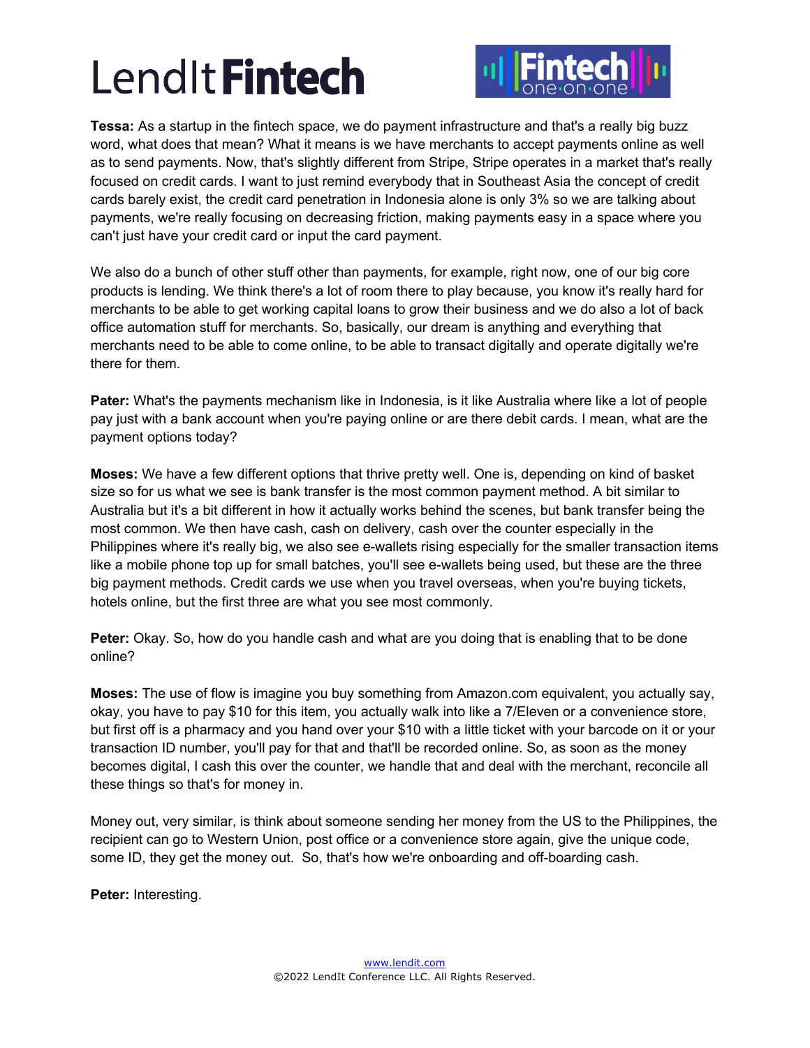**Tessa:** As a startup in the fintech space, we do payment infrastructure and that's a really big buzz word, what does that mean? What it means is we have merchants to accept payments online as well as to send payments. Now, that's slightly different from Stripe, Stripe operates in a market that's really focused on credit cards. I want to just remind everybody that in Southeast Asia the concept of credit cards barely exist, the credit card penetration in Indonesia alone is only 3% so we are talking about payments, we're really focusing on decreasing friction, making payments easy in a space where you can't just have your credit card or input the card payment.

We also do a bunch of other stuff other than payments, for example, right now, one of our big core products is lending. We think there's a lot of room there to play because, you know it's really hard for merchants to be able to get working capital loans to grow their business and we do also a lot of back office automation stuff for merchants. So, basically, our dream is anything and everything that merchants need to be able to come online, to be able to transact digitally and operate digitally we're there for them.

**Pater:** What's the payments mechanism like in Indonesia, is it like Australia where like a lot of people pay just with a bank account when you're paying online or are there debit cards. I mean, what are the payment options today?

**Moses:** We have a few different options that thrive pretty well. One is, depending on kind of basket size so for us what we see is bank transfer is the most common payment method. A bit similar to Australia but it's a bit different in how it actually works behind the scenes, but bank transfer being the most common. We then have cash, cash on delivery, cash over the counter especially in the Philippines where it's really big, we also see e-wallets rising especially for the smaller transaction items like a mobile phone top up for small batches, you'll see e-wallets being used, but these are the three big payment methods. Credit cards we use when you travel overseas, when you're buying tickets, hotels online, but the first three are what you see most commonly.

**Peter:** Okay. So, how do you handle cash and what are you doing that is enabling that to be done online?

**Moses:** The use of flow is imagine you buy something from Amazon.com equivalent, you actually say, okay, you have to pay $10 for this item, you actually walk into like a 7/Eleven or a convenience store, but first off is a pharmacy and you hand over your $10 with a little ticket with your barcode on it or your transaction ID number, you'll pay for that and that'll be recorded online. So, as soon as the money becomes digital, I cash this over the counter, we handle that and deal with the merchant, reconcile all these things so that's for money in.

Money out, very similar, is think about someone sending her money from the US to the Philippines, the recipient can go to Western Union, post office or a convenience store again, give the unique code, some ID, they get the money out. So, that's how we're onboarding and off-boarding cash.

**Peter:** Interesting.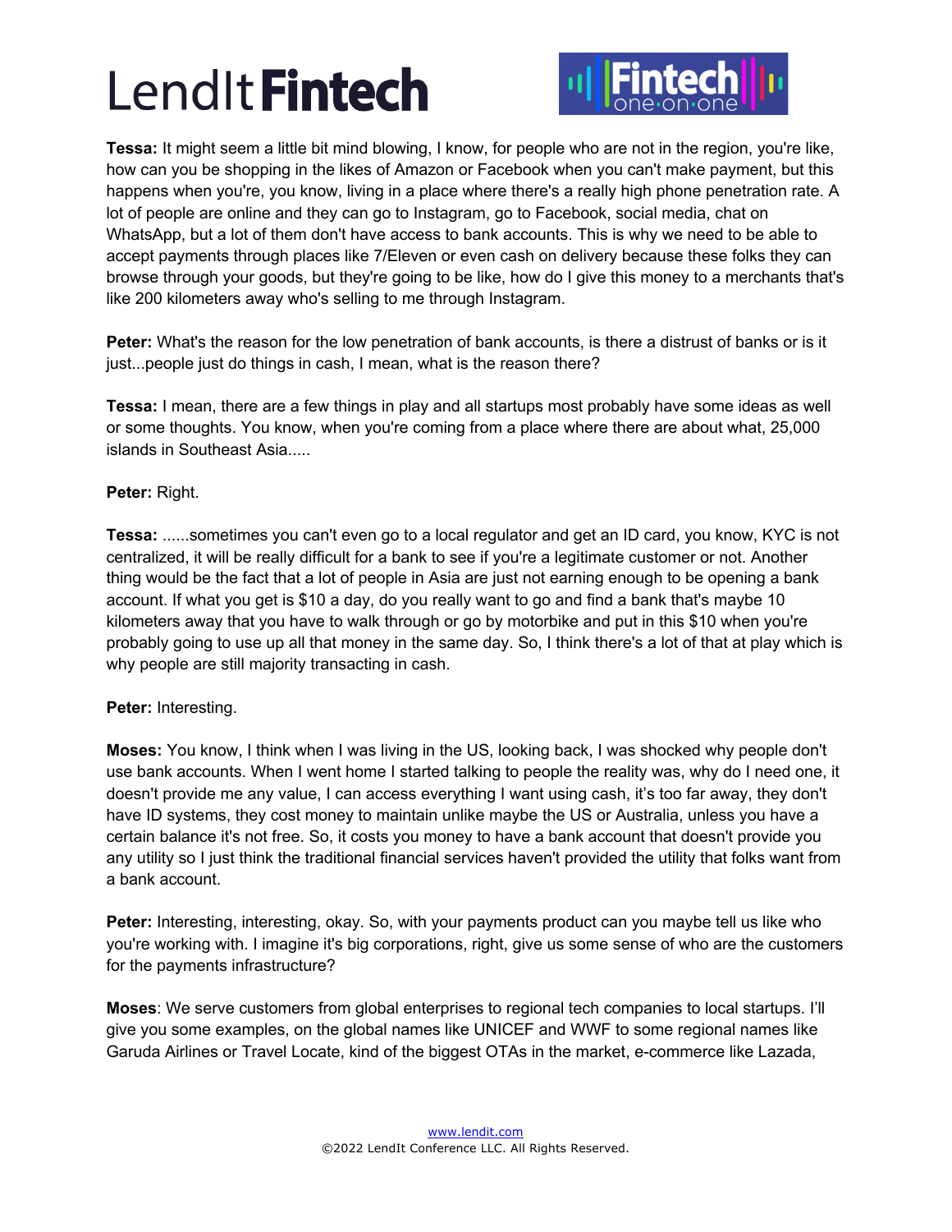**Tessa:** It might seem a little bit mind blowing, I know, for people who are not in the region, you're like, how can you be shopping in the likes of Amazon or Facebook when you can't make payment, but this happens when you're, you know, living in a place where there's a really high phone penetration rate. A lot of people are online and they can go to Instagram, go to Facebook, social media, chat on WhatsApp, but a lot of them don't have access to bank accounts. This is why we need to be able to accept payments through places like 7/Eleven or even cash on delivery because these folks they can browse through your goods, but they're going to be like, how do I give this money to a merchants that's like 200 kilometers away who's selling to me through Instagram.

**Peter:** What's the reason for the low penetration of bank accounts, is there a distrust of banks or is it just...people just do things in cash, I mean, what is the reason there?

**Tessa:** I mean, there are a few things in play and all startups most probably have some ideas as well or some thoughts. You know, when you're coming from a place where there are about what, 25,000 islands in Southeast Asia.....

**Peter:** Right.

**Tessa:** ......sometimes you can't even go to a local regulator and get an ID card, you know, KYC is not centralized, it will be really difficult for a bank to see if you're a legitimate customer or not. Another thing would be the fact that a lot of people in Asia are just not earning enough to be opening a bank account. If what you get is $10 a day, do you really want to go and find a bank that's maybe 10 kilometers away that you have to walk through or go by motorbike and put in this $10 when you're probably going to use up all that money in the same day. So, I think there's a lot of that at play which is why people are still majority transacting in cash.

**Peter:** Interesting.

**Moses:** You know, I think when I was living in the US, looking back, I was shocked why people don't use bank accounts. When I went home I started talking to people the reality was, why do I need one, it doesn't provide me any value, I can access everything I want using cash, it's too far away, they don't have ID systems, they cost money to maintain unlike maybe the US or Australia, unless you have a certain balance it's not free. So, it costs you money to have a bank account that doesn't provide you any utility so I just think the traditional financial services haven't provided the utility that folks want from a bank account.

**Peter:** Interesting, interesting, okay. So, with your payments product can you maybe tell us like who you're working with. I imagine it's big corporations, right, give us some sense of who are the customers for the payments infrastructure?

**Moses**: We serve customers from global enterprises to regional tech companies to local startups. I'll give you some examples, on the global names like UNICEF and WWF to some regional names like Garuda Airlines or Travel Locate, kind of the biggest OTAs in the market, e-commerce like Lazada,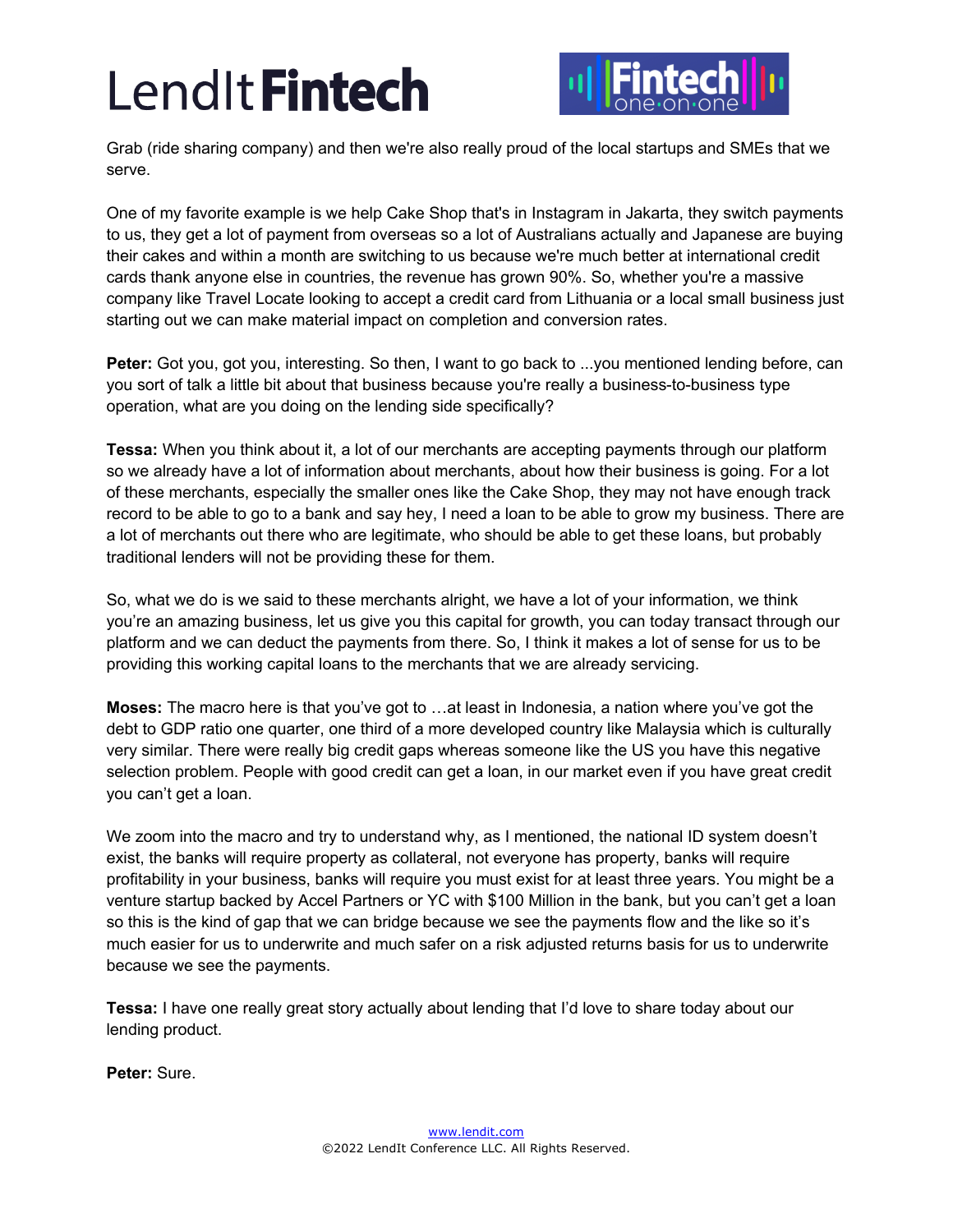Grab (ride sharing company) and then we're also really proud of the local startups and SMEs that we serve.

One of my favorite example is we help Cake Shop that's in Instagram in Jakarta, they switch payments to us, they get a lot of payment from overseas so a lot of Australians actually and Japanese are buying their cakes and within a month are switching to us because we're much better at international credit cards thank anyone else in countries, the revenue has grown 90%. So, whether you're a massive company like Travel Locate looking to accept a credit card from Lithuania or a local small business just starting out we can make material impact on completion and conversion rates.

**Peter:** Got you, got you, interesting. So then, I want to go back to ...you mentioned lending before, can you sort of talk a little bit about that business because you're really a business-to-business type operation, what are you doing on the lending side specifically?

**Tessa:** When you think about it, a lot of our merchants are accepting payments through our platform so we already have a lot of information about merchants, about how their business is going. For a lot of these merchants, especially the smaller ones like the Cake Shop, they may not have enough track record to be able to go to a bank and say hey, I need a loan to be able to grow my business. There are a lot of merchants out there who are legitimate, who should be able to get these loans, but probably traditional lenders will not be providing these for them.

So, what we do is we said to these merchants alright, we have a lot of your information, we think you're an amazing business, let us give you this capital for growth, you can today transact through our platform and we can deduct the payments from there. So, I think it makes a lot of sense for us to be providing this working capital loans to the merchants that we are already servicing.

**Moses:** The macro here is that you've got to …at least in Indonesia, a nation where you've got the debt to GDP ratio one quarter, one third of a more developed country like Malaysia which is culturally very similar. There were really big credit gaps whereas someone like the US you have this negative selection problem. People with good credit can get a loan, in our market even if you have great credit you can't get a loan.

We zoom into the macro and try to understand why, as I mentioned, the national ID system doesn't exist, the banks will require property as collateral, not everyone has property, banks will require profitability in your business, banks will require you must exist for at least three years. You might be a venture startup backed by Accel Partners or YC with $100 Million in the bank, but you can't get a loan so this is the kind of gap that we can bridge because we see the payments flow and the like so it's much easier for us to underwrite and much safer on a risk adjusted returns basis for us to underwrite because we see the payments.

**Tessa:** I have one really great story actually about lending that I'd love to share today about our lending product.

**Peter:** Sure.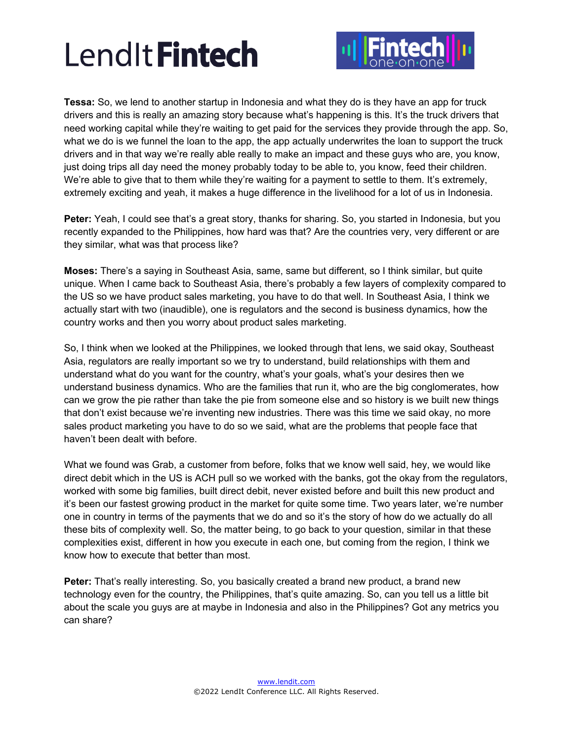**Tessa:** So, we lend to another startup in Indonesia and what they do is they have an app for truck drivers and this is really an amazing story because what's happening is this. It's the truck drivers that need working capital while they're waiting to get paid for the services they provide through the app. So, what we do is we funnel the loan to the app, the app actually underwrites the loan to support the truck drivers and in that way we're really able really to make an impact and these guys who are, you know, just doing trips all day need the money probably today to be able to, you know, feed their children. We're able to give that to them while they're waiting for a payment to settle to them. It's extremely, extremely exciting and yeah, it makes a huge difference in the livelihood for a lot of us in Indonesia.

**Peter:** Yeah, I could see that's a great story, thanks for sharing. So, you started in Indonesia, but you recently expanded to the Philippines, how hard was that? Are the countries very, very different or are they similar, what was that process like?

**Moses:** There's a saying in Southeast Asia, same, same but different, so I think similar, but quite unique. When I came back to Southeast Asia, there's probably a few layers of complexity compared to the US so we have product sales marketing, you have to do that well. In Southeast Asia, I think we actually start with two (inaudible), one is regulators and the second is business dynamics, how the country works and then you worry about product sales marketing.

So, I think when we looked at the Philippines, we looked through that lens, we said okay, Southeast Asia, regulators are really important so we try to understand, build relationships with them and understand what do you want for the country, what's your goals, what's your desires then we understand business dynamics. Who are the families that run it, who are the big conglomerates, how can we grow the pie rather than take the pie from someone else and so history is we built new things that don't exist because we're inventing new industries. There was this time we said okay, no more sales product marketing you have to do so we said, what are the problems that people face that haven't been dealt with before.

What we found was Grab, a customer from before, folks that we know well said, hey, we would like direct debit which in the US is ACH pull so we worked with the banks, got the okay from the regulators, worked with some big families, built direct debit, never existed before and built this new product and it's been our fastest growing product in the market for quite some time. Two years later, we're number one in country in terms of the payments that we do and so it's the story of how do we actually do all these bits of complexity well. So, the matter being, to go back to your question, similar in that these complexities exist, different in how you execute in each one, but coming from the region, I think we know how to execute that better than most.

**Peter:** That's really interesting. So, you basically created a brand new product, a brand new technology even for the country, the Philippines, that's quite amazing. So, can you tell us a little bit about the scale you guys are at maybe in Indonesia and also in the Philippines? Got any metrics you can share?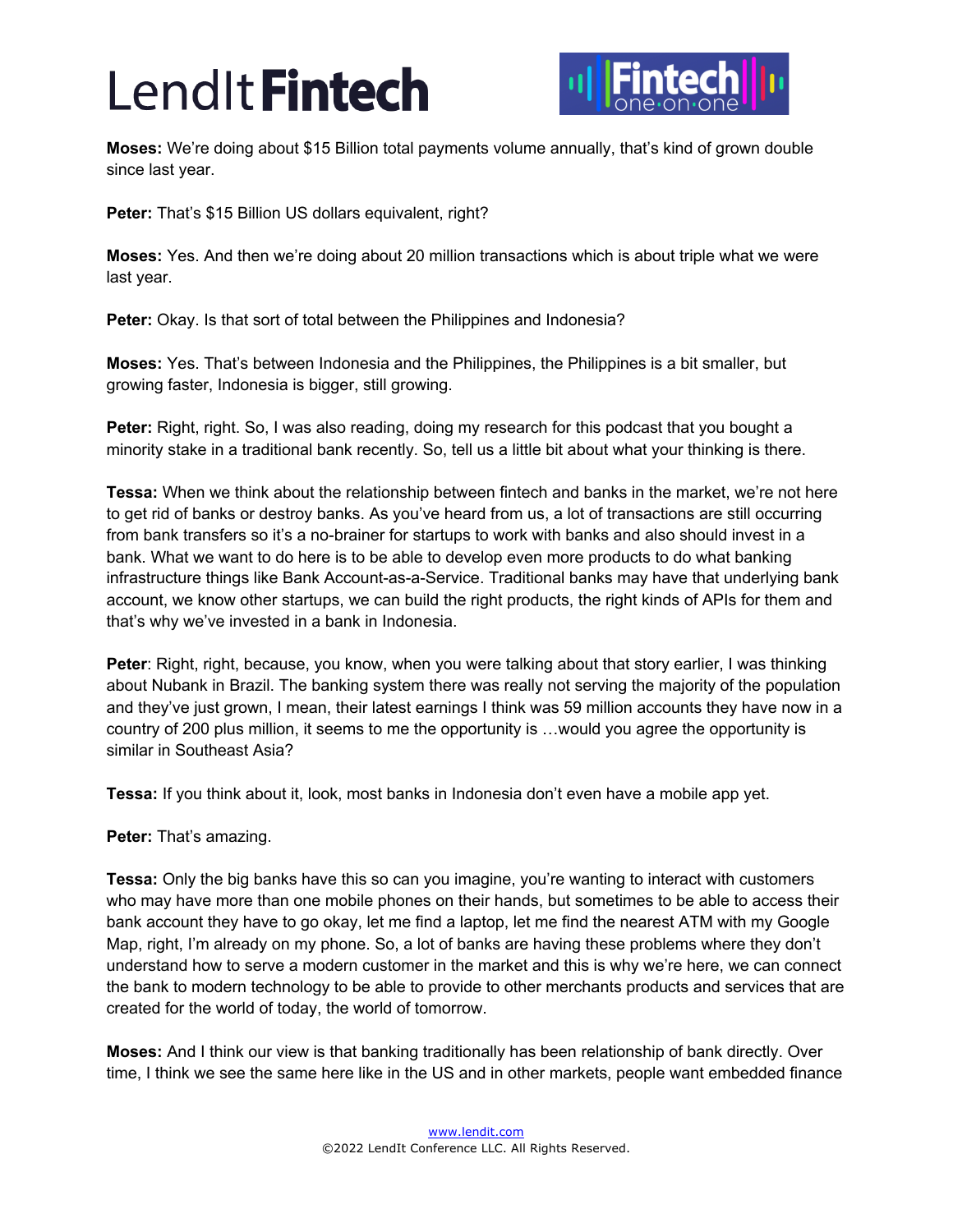**Moses:** We're doing about $15 Billion total payments volume annually, that's kind of grown double since last year.

**Peter:** That's $15 Billion US dollars equivalent, right?

**Moses:** Yes. And then we're doing about 20 million transactions which is about triple what we were last year.

**Peter:** Okay. Is that sort of total between the Philippines and Indonesia?

**Moses:** Yes. That's between Indonesia and the Philippines, the Philippines is a bit smaller, but growing faster, Indonesia is bigger, still growing.

**Peter:** Right, right. So, I was also reading, doing my research for this podcast that you bought a minority stake in a traditional bank recently. So, tell us a little bit about what your thinking is there.

**Tessa:** When we think about the relationship between fintech and banks in the market, we're not here to get rid of banks or destroy banks. As you've heard from us, a lot of transactions are still occurring from bank transfers so it's a no-brainer for startups to work with banks and also should invest in a bank. What we want to do here is to be able to develop even more products to do what banking infrastructure things like Bank Account-as-a-Service. Traditional banks may have that underlying bank account, we know other startups, we can build the right products, the right kinds of APIs for them and that's why we've invested in a bank in Indonesia.

**Peter**: Right, right, because, you know, when you were talking about that story earlier, I was thinking about Nubank in Brazil. The banking system there was really not serving the majority of the population and they've just grown, I mean, their latest earnings I think was 59 million accounts they have now in a country of 200 plus million, it seems to me the opportunity is …would you agree the opportunity is similar in Southeast Asia?

**Tessa:** If you think about it, look, most banks in Indonesia don't even have a mobile app yet.

**Peter:** That's amazing.

**Tessa:** Only the big banks have this so can you imagine, you're wanting to interact with customers who may have more than one mobile phones on their hands, but sometimes to be able to access their bank account they have to go okay, let me find a laptop, let me find the nearest ATM with my Google Map, right, I'm already on my phone. So, a lot of banks are having these problems where they don't understand how to serve a modern customer in the market and this is why we're here, we can connect the bank to modern technology to be able to provide to other merchants products and services that are created for the world of today, the world of tomorrow.

**Moses:** And I think our view is that banking traditionally has been relationship of bank directly. Over time, I think we see the same here like in the US and in other markets, people want embedded finance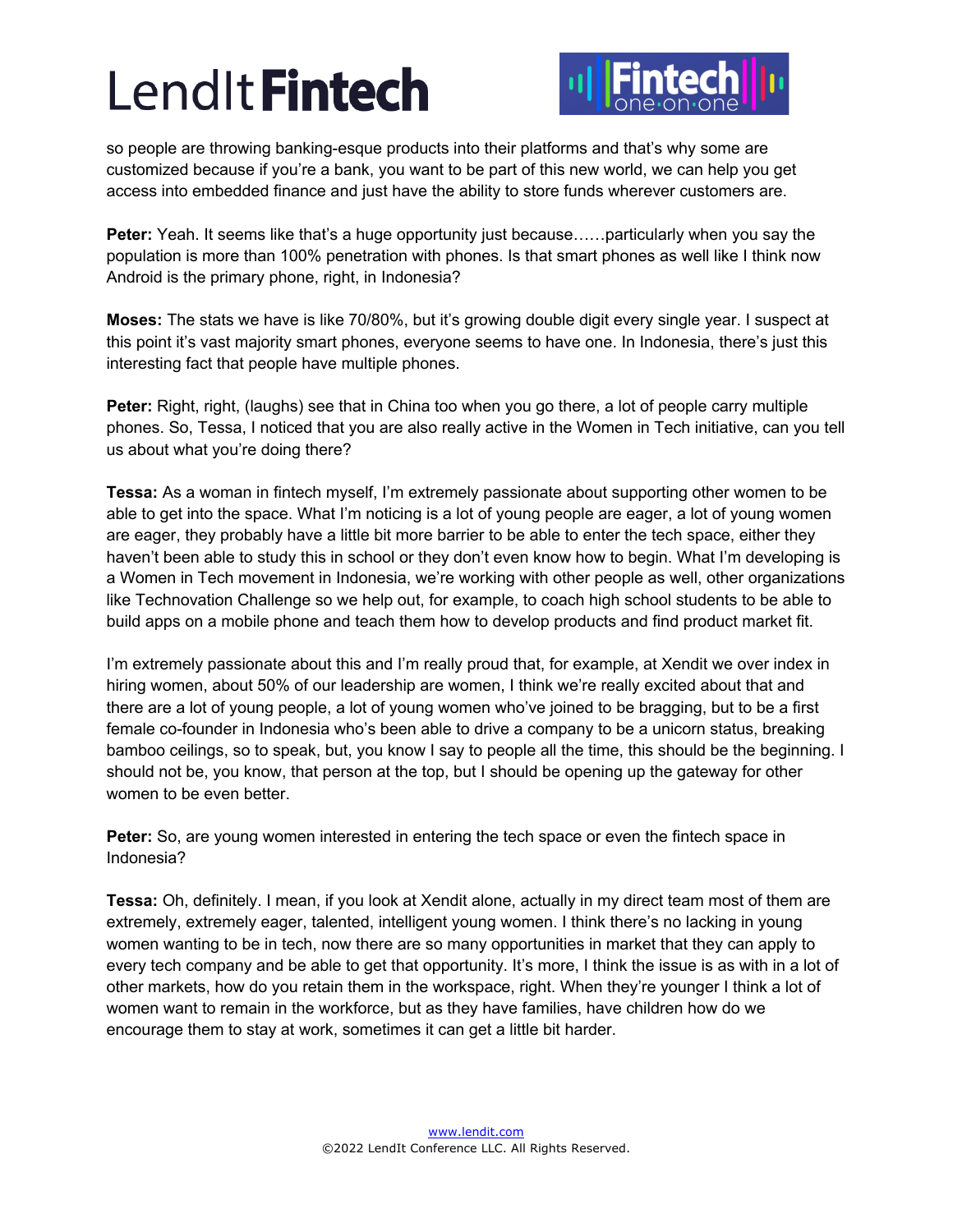so people are throwing banking-esque products into their platforms and that's why some are customized because if you're a bank, you want to be part of this new world, we can help you get access into embedded finance and just have the ability to store funds wherever customers are.

**Peter:** Yeah. It seems like that's a huge opportunity just because……particularly when you say the population is more than 100% penetration with phones. Is that smart phones as well like I think now Android is the primary phone, right, in Indonesia?

**Moses:** The stats we have is like 70/80%, but it's growing double digit every single year. I suspect at this point it's vast majority smart phones, everyone seems to have one. In Indonesia, there's just this interesting fact that people have multiple phones.

**Peter:** Right, right, (laughs) see that in China too when you go there, a lot of people carry multiple phones. So, Tessa, I noticed that you are also really active in the Women in Tech initiative, can you tell us about what you're doing there?

**Tessa:** As a woman in fintech myself, I'm extremely passionate about supporting other women to be able to get into the space. What I'm noticing is a lot of young people are eager, a lot of young women are eager, they probably have a little bit more barrier to be able to enter the tech space, either they haven't been able to study this in school or they don't even know how to begin. What I'm developing is a Women in Tech movement in Indonesia, we're working with other people as well, other organizations like Technovation Challenge so we help out, for example, to coach high school students to be able to build apps on a mobile phone and teach them how to develop products and find product market fit.

I'm extremely passionate about this and I'm really proud that, for example, at Xendit we over index in hiring women, about 50% of our leadership are women, I think we're really excited about that and there are a lot of young people, a lot of young women who've joined to be bragging, but to be a first female co-founder in Indonesia who's been able to drive a company to be a unicorn status, breaking bamboo ceilings, so to speak, but, you know I say to people all the time, this should be the beginning. I should not be, you know, that person at the top, but I should be opening up the gateway for other women to be even better.

**Peter:** So, are young women interested in entering the tech space or even the fintech space in Indonesia?

**Tessa:** Oh, definitely. I mean, if you look at Xendit alone, actually in my direct team most of them are extremely, extremely eager, talented, intelligent young women. I think there's no lacking in young women wanting to be in tech, now there are so many opportunities in market that they can apply to every tech company and be able to get that opportunity. It's more, I think the issue is as with in a lot of other markets, how do you retain them in the workspace, right. When they're younger I think a lot of women want to remain in the workforce, but as they have families, have children how do we encourage them to stay at work, sometimes it can get a little bit harder.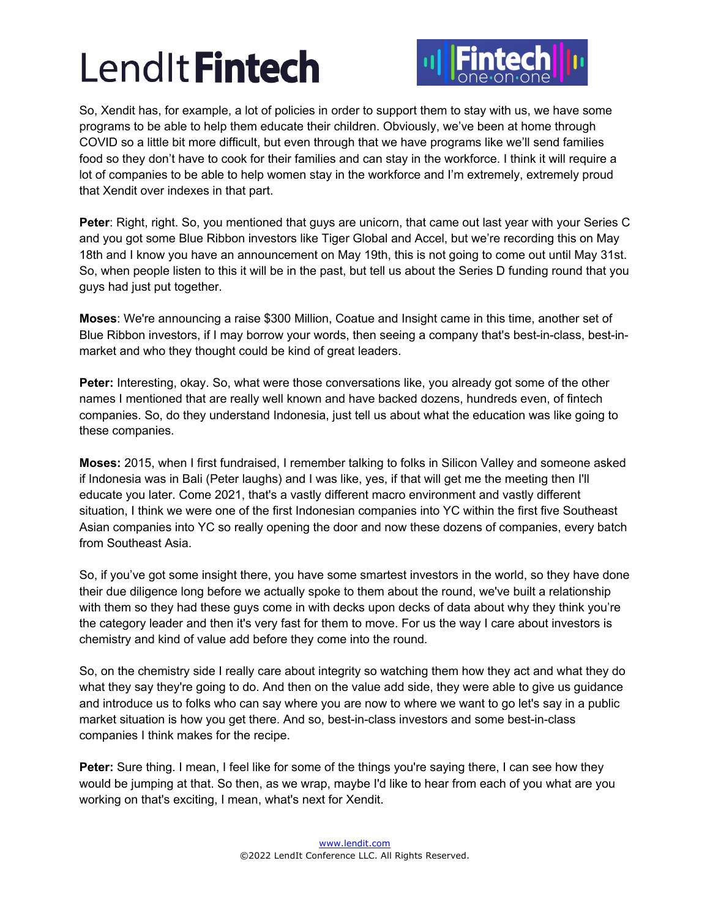So, Xendit has, for example, a lot of policies in order to support them to stay with us, we have some programs to be able to help them educate their children. Obviously, we've been at home through COVID so a little bit more difficult, but even through that we have programs like we'll send families food so they don't have to cook for their families and can stay in the workforce. I think it will require a lot of companies to be able to help women stay in the workforce and I'm extremely, extremely proud that Xendit over indexes in that part.

**Peter**: Right, right. So, you mentioned that guys are unicorn, that came out last year with your Series C and you got some Blue Ribbon investors like Tiger Global and Accel, but we're recording this on May 18th and I know you have an announcement on May 19th, this is not going to come out until May 31st. So, when people listen to this it will be in the past, but tell us about the Series D funding round that you guys had just put together.

**Moses**: We're announcing a raise $300 Million, Coatue and Insight came in this time, another set of Blue Ribbon investors, if I may borrow your words, then seeing a company that's best-in-class, best-in-market and who they thought could be kind of great leaders.

**Peter:** Interesting, okay. So, what were those conversations like, you already got some of the other names I mentioned that are really well known and have backed dozens, hundreds even, of fintech companies. So, do they understand Indonesia, just tell us about what the education was like going to these companies.

**Moses:** 2015, when I first fundraised, I remember talking to folks in Silicon Valley and someone asked if Indonesia was in Bali (Peter laughs) and I was like, yes, if that will get me the meeting then I'll educate you later. Come 2021, that's a vastly different macro environment and vastly different situation, I think we were one of the first Indonesian companies into YC within the first five Southeast Asian companies into YC so really opening the door and now these dozens of companies, every batch from Southeast Asia.

So, if you've got some insight there, you have some smartest investors in the world, so they have done their due diligence long before we actually spoke to them about the round, we've built a relationship with them so they had these guys come in with decks upon decks of data about why they think you're the category leader and then it's very fast for them to move. For us the way I care about investors is chemistry and kind of value add before they come into the round.

So, on the chemistry side I really care about integrity so watching them how they act and what they do what they say they're going to do. And then on the value add side, they were able to give us guidance and introduce us to folks who can say where you are now to where we want to go let's say in a public market situation is how you get there. And so, best-in-class investors and some best-in-class companies I think makes for the recipe.

**Peter:** Sure thing. I mean, I feel like for some of the things you're saying there, I can see how they would be jumping at that. So then, as we wrap, maybe I'd like to hear from each of you what are you working on that's exciting, I mean, what's next for Xendit.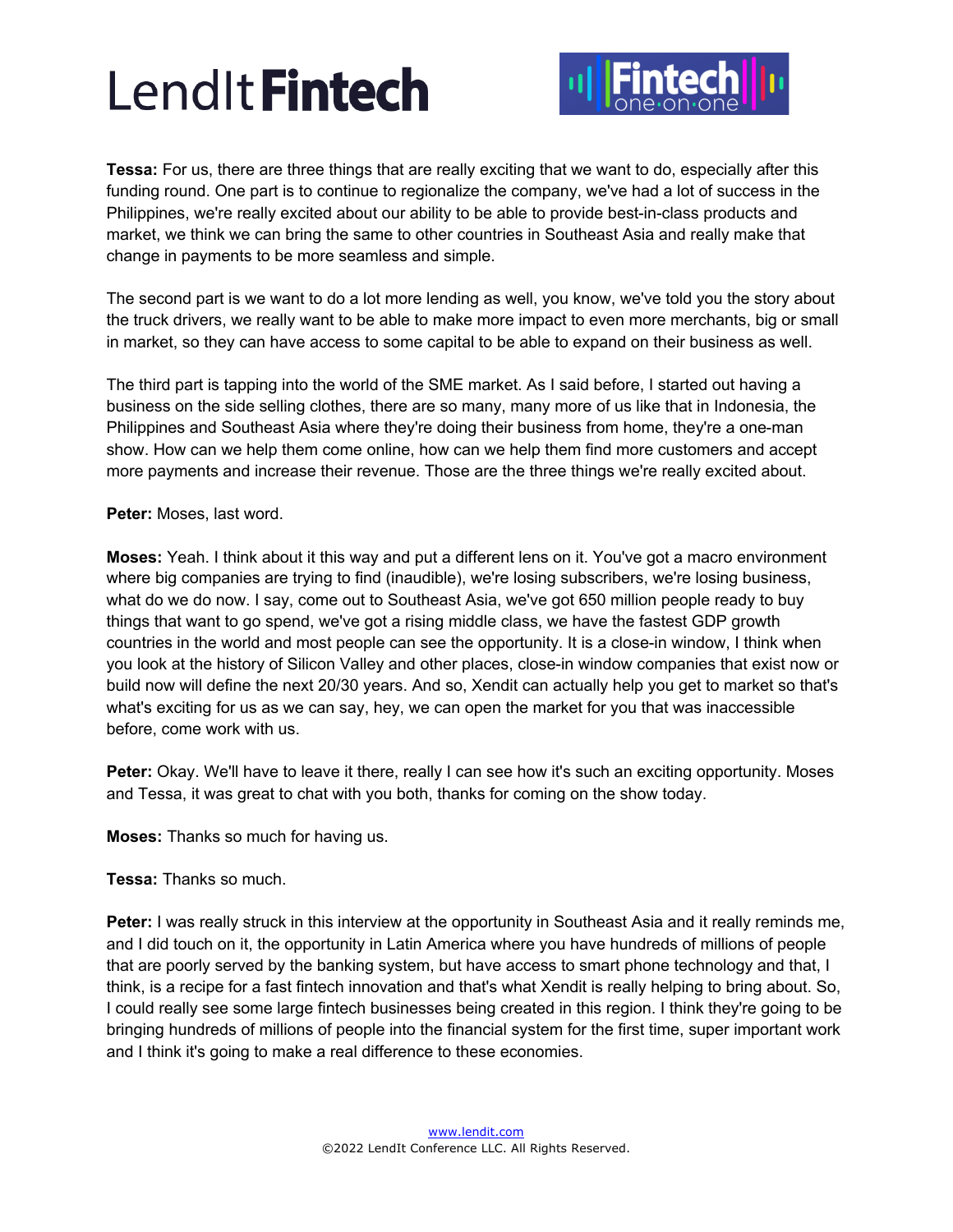**Tessa:** For us, there are three things that are really exciting that we want to do, especially after this funding round. One part is to continue to regionalize the company, we've had a lot of success in the Philippines, we're really excited about our ability to be able to provide best-in-class products and market, we think we can bring the same to other countries in Southeast Asia and really make that change in payments to be more seamless and simple.

The second part is we want to do a lot more lending as well, you know, we've told you the story about the truck drivers, we really want to be able to make more impact to even more merchants, big or small in market, so they can have access to some capital to be able to expand on their business as well.

The third part is tapping into the world of the SME market. As I said before, I started out having a business on the side selling clothes, there are so many, many more of us like that in Indonesia, the Philippines and Southeast Asia where they're doing their business from home, they're a one-man show. How can we help them come online, how can we help them find more customers and accept more payments and increase their revenue. Those are the three things we're really excited about.

**Peter:** Moses, last word.

**Moses:** Yeah. I think about it this way and put a different lens on it. You've got a macro environment where big companies are trying to find (inaudible), we're losing subscribers, we're losing business, what do we do now. I say, come out to Southeast Asia, we've got 650 million people ready to buy things that want to go spend, we've got a rising middle class, we have the fastest GDP growth countries in the world and most people can see the opportunity. It is a close-in window, I think when you look at the history of Silicon Valley and other places, close-in window companies that exist now or build now will define the next 20/30 years. And so, Xendit can actually help you get to market so that's what's exciting for us as we can say, hey, we can open the market for you that was inaccessible before, come work with us.

**Peter:** Okay. We'll have to leave it there, really I can see how it's such an exciting opportunity. Moses and Tessa, it was great to chat with you both, thanks for coming on the show today.

**Moses:** Thanks so much for having us.

**Tessa:** Thanks so much.

**Peter:** I was really struck in this interview at the opportunity in Southeast Asia and it really reminds me, and I did touch on it, the opportunity in Latin America where you have hundreds of millions of people that are poorly served by the banking system, but have access to smart phone technology and that, I think, is a recipe for a fast fintech innovation and that's what Xendit is really helping to bring about. So, I could really see some large fintech businesses being created in this region. I think they're going to be bringing hundreds of millions of people into the financial system for the first time, super important work and I think it's going to make a real difference to these economies.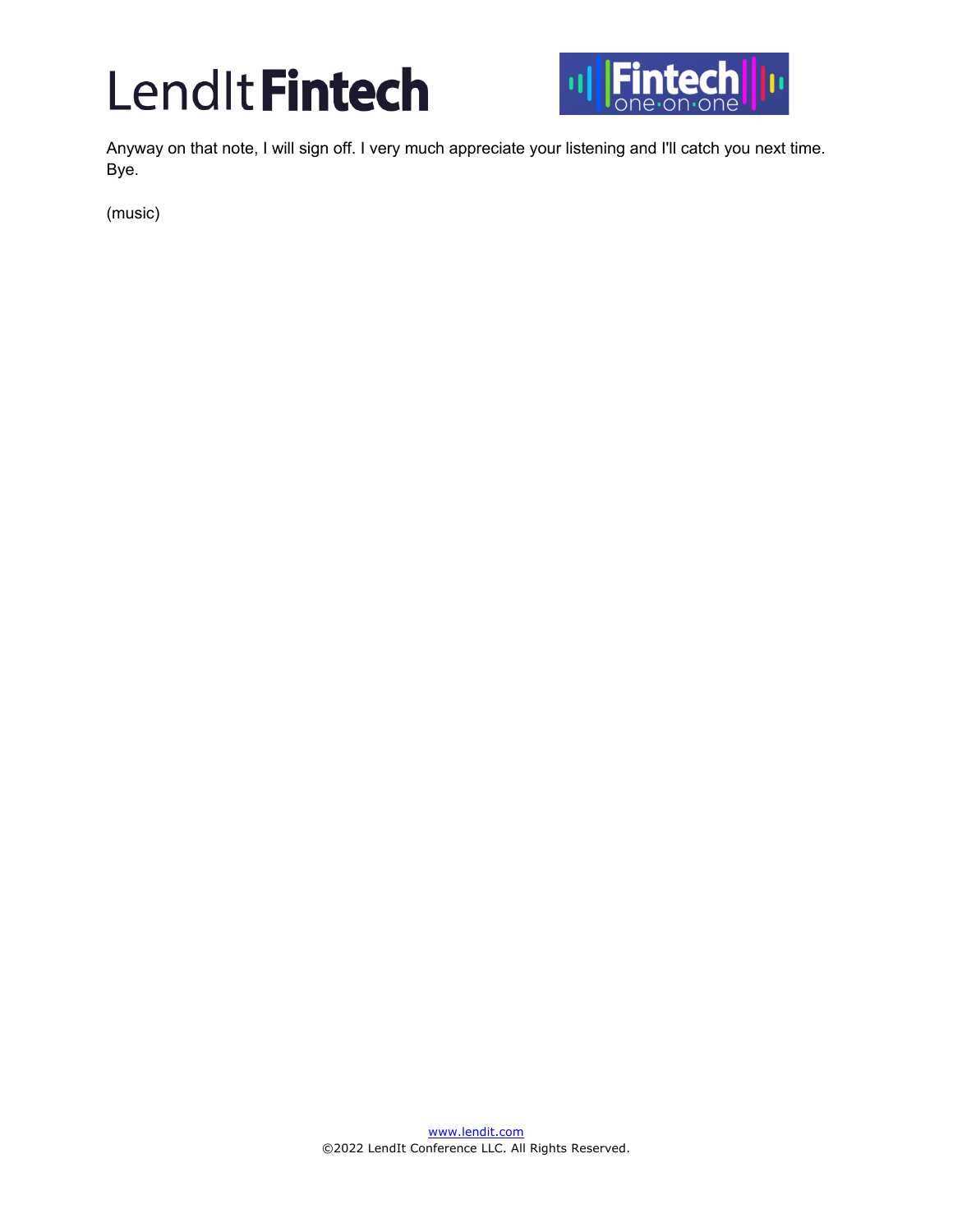Anyway on that note, I will sign off. I very much appreciate your listening and I'll catch you next time. Bye.

(music)